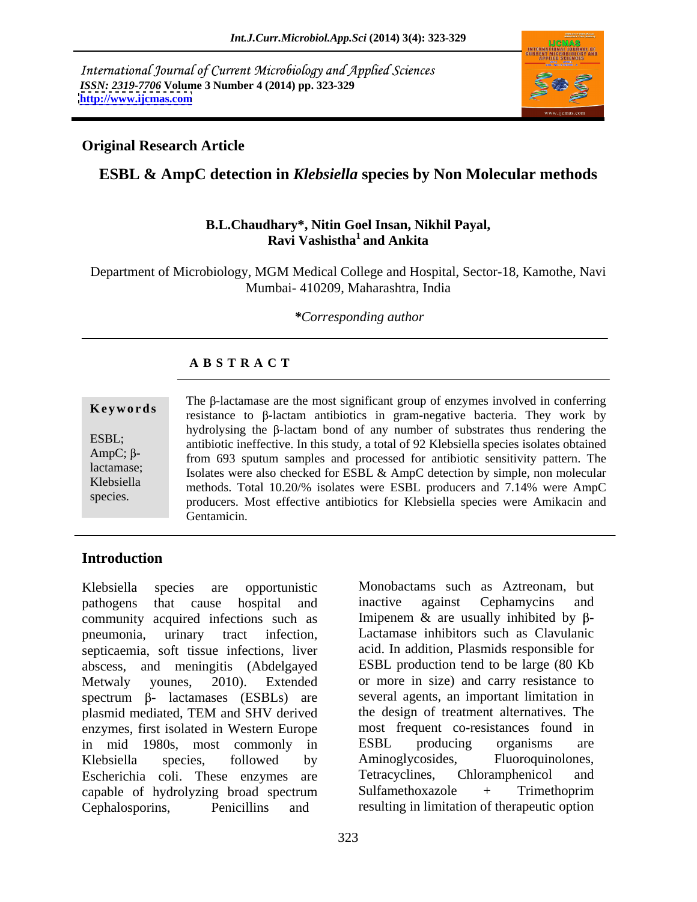International Journal of Current Microbiology and Applied Sciences
*ISSN: 2319-7706* **Volume 3 Number 4 (2014) pp. 323-329**
**http://www.ijcmas.com**

**Original Research Article**

# ESBL & AmpC detection in *Klebsiella* species by Non Molecular methods

**B.L.Chaudhary\*, Nitin Goel Insan, Nikhil Payal, Ravi Vashistha[1] and Ankita**

Department of Microbiology, MGM Medical College and Hospital, Sector-18, Kamothe, Navi Mumbai- 410209, Maharashtra, India

*\*Corresponding author*

## A B S T R A C T

**Keywords**

ESBL; AmpC; β-lactamase; Klebsiella species.

The β-lactamase are the most significant group of enzymes involved in conferring resistance to β-lactam antibiotics in gram-negative bacteria. They work by hydrolysing the β-lactam bond of any number of substrates thus rendering the antibiotic ineffective. In this study, a total of 92 Klebsiella species isolates obtained from 693 sputum samples and processed for antibiotic sensitivity pattern. The Isolates were also checked for ESBL & AmpC detection by simple, non molecular methods. Total 10.20/% isolates were ESBL producers and 7.14% were AmpC producers. Most effective antibiotics for Klebsiella species were Amikacin and Gentamicin.

## Introduction

Klebsiella species are opportunistic pathogens that cause hospital and community acquired infections such as pneumonia, urinary tract infection, septicaemia, soft tissue infections, liver abscess, and meningitis (Abdelgayed Metwaly younes, 2010). Extended spectrum β- lactamases (ESBLs) are plasmid mediated, TEM and SHV derived enzymes, first isolated in Western Europe in mid 1980s, most commonly in Klebsiella species, followed by Escherichia coli. These enzymes are capable of hydrolyzing broad spectrum Cephalosporins, Penicillins and Monobactams such as Aztreonam, but inactive against Cephamycins and Imipenem & are usually inhibited by β-Lactamase inhibitors such as Clavulanic acid. In addition, Plasmids responsible for ESBL production tend to be large (80 Kb or more in size) and carry resistance to several agents, an important limitation in the design of treatment alternatives. The most frequent co-resistances found in ESBL producing organisms are Aminoglycosides, Fluoroquinolones, Tetracyclines, Chloramphenicol and Sulfamethoxazole + Trimethoprim resulting in limitation of therapeutic option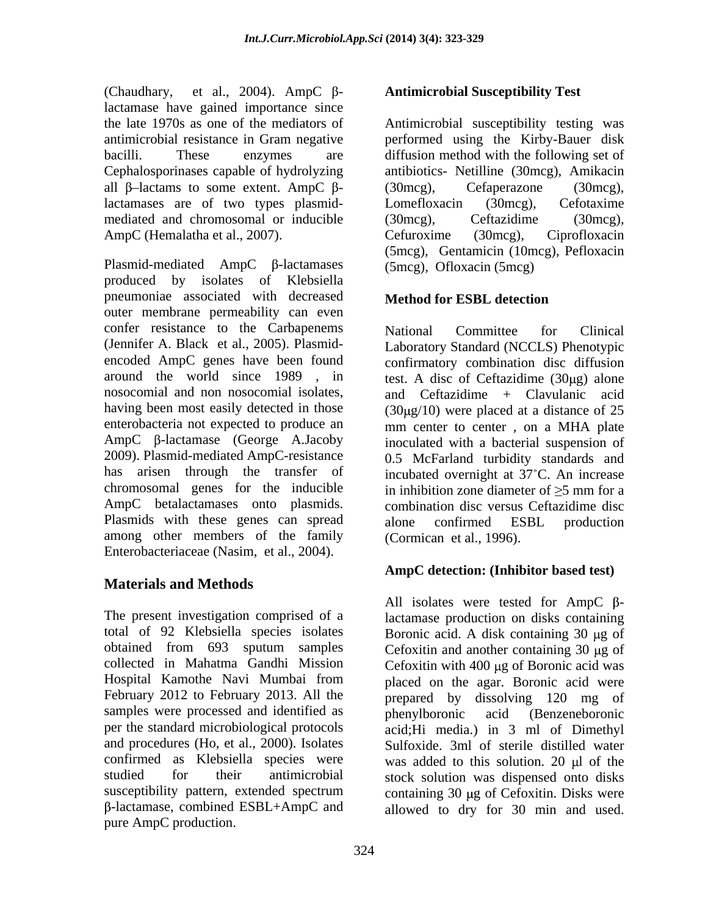(Chaudhary, et al., 2004). AmpC β-lactamase have gained importance since the late 1970s as one of the mediators of antimicrobial resistance in Gram negative bacilli. These enzymes are Cephalosporinases capable of hydrolyzing all β–lactams to some extent. AmpC β-lactamases are of two types plasmid-mediated and chromosomal or inducible AmpC (Hemalatha et al., 2007).

Plasmid-mediated AmpC β-lactamases produced by isolates of Klebsiella pneumoniae associated with decreased outer membrane permeability can even confer resistance to the Carbapenems (Jennifer A. Black et al., 2005). Plasmid-encoded AmpC genes have been found around the world since 1989 , in nosocomial and non nosocomial isolates, having been most easily detected in those enterobacteria not expected to produce an AmpC β-lactamase (George A.Jacoby 2009). Plasmid-mediated AmpC-resistance has arisen through the transfer of chromosomal genes for the inducible AmpC betalactamases onto plasmids. Plasmids with these genes can spread among other members of the family Enterobacteriaceae (Nasim, et al., 2004).

## Materials and Methods

The present investigation comprised of a total of 92 Klebsiella species isolates obtained from 693 sputum samples collected in Mahatma Gandhi Mission Hospital Kamothe Navi Mumbai from February 2012 to February 2013. All the samples were processed and identified as per the standard microbiological protocols and procedures (Ho, et al., 2000). Isolates confirmed as Klebsiella species were studied for their antimicrobial susceptibility pattern, extended spectrum β-lactamase, combined ESBL+AmpC and pure AmpC production.

### Antimicrobial Susceptibility Test

Antimicrobial susceptibility testing was performed using the Kirby-Bauer disk diffusion method with the following set of antibiotics- Netilline (30mcg), Amikacin (30mcg), Cefaperazone (30mcg), Lomefloxacin (30mcg), Cefotaxime (30mcg), Ceftazidime (30mcg), Cefuroxime (30mcg), Ciprofloxacin (5mcg), Gentamicin (10mcg), Pefloxacin (5mcg), Ofloxacin (5mcg)

### Method for ESBL detection

National Committee for Clinical Laboratory Standard (NCCLS) Phenotypic confirmatory combination disc diffusion test. A disc of Ceftazidime (30μg) alone and Ceftazidime + Clavulanic acid (30μg/10) were placed at a distance of 25 mm center to center , on a MHA plate inoculated with a bacterial suspension of 0.5 McFarland turbidity standards and incubated overnight at 37˚C. An increase in inhibition zone diameter of ≥5 mm for a combination disc versus Ceftazidime disc alone confirmed ESBL production (Cormican et al., 1996).

### AmpC detection: (Inhibitor based test)

All isolates were tested for AmpC β-lactamase production on disks containing Boronic acid. A disk containing 30 μg of Cefoxitin and another containing 30 μg of Cefoxitin with 400 μg of Boronic acid was placed on the agar. Boronic acid were prepared by dissolving 120 mg of phenylboronic acid (Benzeneboronic acid;Hi media.) in 3 ml of Dimethyl Sulfoxide. 3ml of sterile distilled water was added to this solution. 20 μl of the stock solution was dispensed onto disks containing 30 μg of Cefoxitin. Disks were allowed to dry for 30 min and used.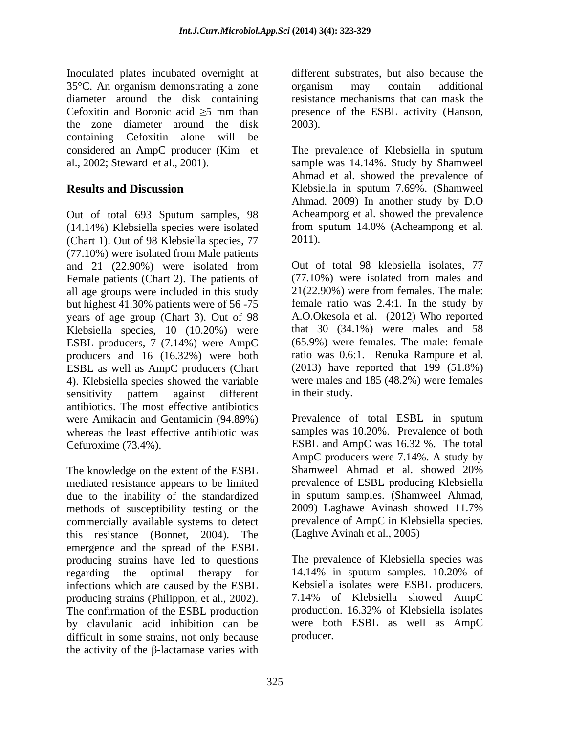Inoculated plates incubated overnight at 35°C. An organism demonstrating a zone diameter around the disk containing Cefoxitin and Boronic acid ≥5 mm than the zone diameter around the disk containing Cefoxitin alone will be considered an AmpC producer (Kim et al., 2002; Steward et al., 2001).

## Results and Discussion

Out of total 693 Sputum samples, 98 (14.14%) Klebsiella species were isolated (Chart 1). Out of 98 Klebsiella species, 77 (77.10%) were isolated from Male patients and 21 (22.90%) were isolated from Female patients (Chart 2). The patients of all age groups were included in this study but highest 41.30% patients were of 56 -75 years of age group (Chart 3). Out of 98 Klebsiella species, 10 (10.20%) were ESBL producers, 7 (7.14%) were AmpC producers and 16 (16.32%) were both ESBL as well as AmpC producers (Chart 4). Klebsiella species showed the variable sensitivity pattern against different antibiotics. The most effective antibiotics were Amikacin and Gentamicin (94.89%) whereas the least effective antibiotic was Cefuroxime (73.4%).

The knowledge on the extent of the ESBL mediated resistance appears to be limited due to the inability of the standardized methods of susceptibility testing or the commercially available systems to detect this resistance (Bonnet, 2004). The emergence and the spread of the ESBL producing strains have led to questions regarding the optimal therapy for infections which are caused by the ESBL producing strains (Philippon, et al., 2002). The confirmation of the ESBL production by clavulanic acid inhibition can be difficult in some strains, not only because the activity of the β-lactamase varies with different substrates, but also because the organism may contain additional resistance mechanisms that can mask the presence of the ESBL activity (Hanson, 2003).

The prevalence of Klebsiella in sputum sample was 14.14%. Study by Shamweel Ahmad et al. showed the prevalence of Klebsiella in sputum 7.69%. (Shamweel Ahmad. 2009) In another study by D.O Acheamporg et al. showed the prevalence from sputum 14.0% (Acheampong et al. 2011).

Out of total 98 klebsiella isolates, 77 (77.10%) were isolated from males and 21(22.90%) were from females. The male: female ratio was 2.4:1. In the study by A.O.Okesola et al. (2012) Who reported that 30 (34.1%) were males and 58 (65.9%) were females. The male: female ratio was 0.6:1. Renuka Rampure et al. (2013) have reported that 199 (51.8%) were males and 185 (48.2%) were females in their study.

Prevalence of total ESBL in sputum samples was 10.20%. Prevalence of both ESBL and AmpC was 16.32 %. The total AmpC producers were 7.14%. A study by Shamweel Ahmad et al. showed 20% prevalence of ESBL producing Klebsiella in sputum samples. (Shamweel Ahmad, 2009) Laghawe Avinash showed 11.7% prevalence of AmpC in Klebsiella species. (Laghve Avinah et al., 2005)

The prevalence of Klebsiella species was 14.14% in sputum samples. 10.20% of Kebsiella isolates were ESBL producers. 7.14% of Klebsiella showed AmpC production. 16.32% of Klebsiella isolates were both ESBL as well as AmpC producer.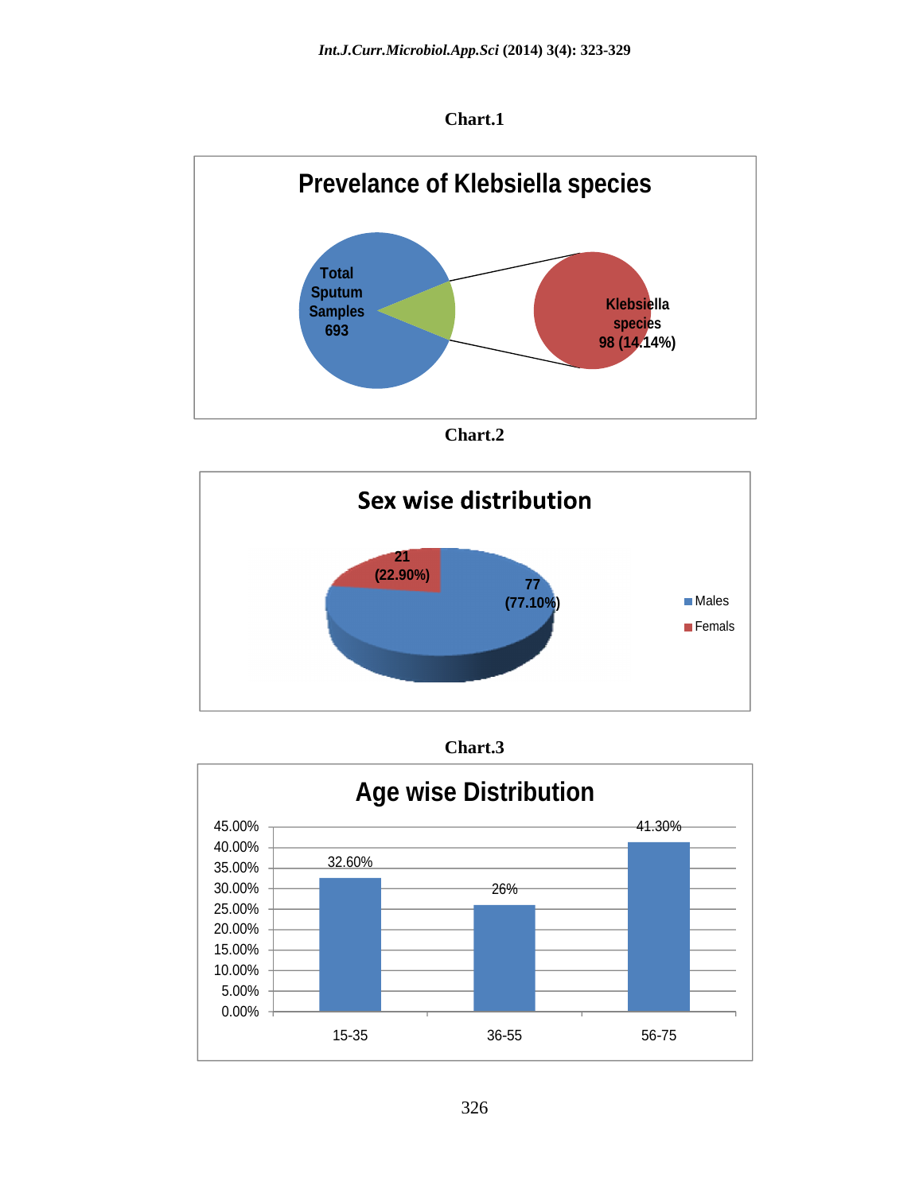**Chart.1**

**Prevelance of Klebsiella species**

Total Sputum Samples 693

Klebsiella species 98 (14.14%)

**Chart.2**

**Sex wise distribution**

| | Count |
|---|---|
| Males | 77 (77.10%) |
| Femals | 21 (22.90%) |

**Chart.3**

**Age wise Distribution**

| Age group | Percentage |
|---|---|
| 15-35 | 32.60% |
| 36-55 | 26% |
| 56-75 | 41.30% |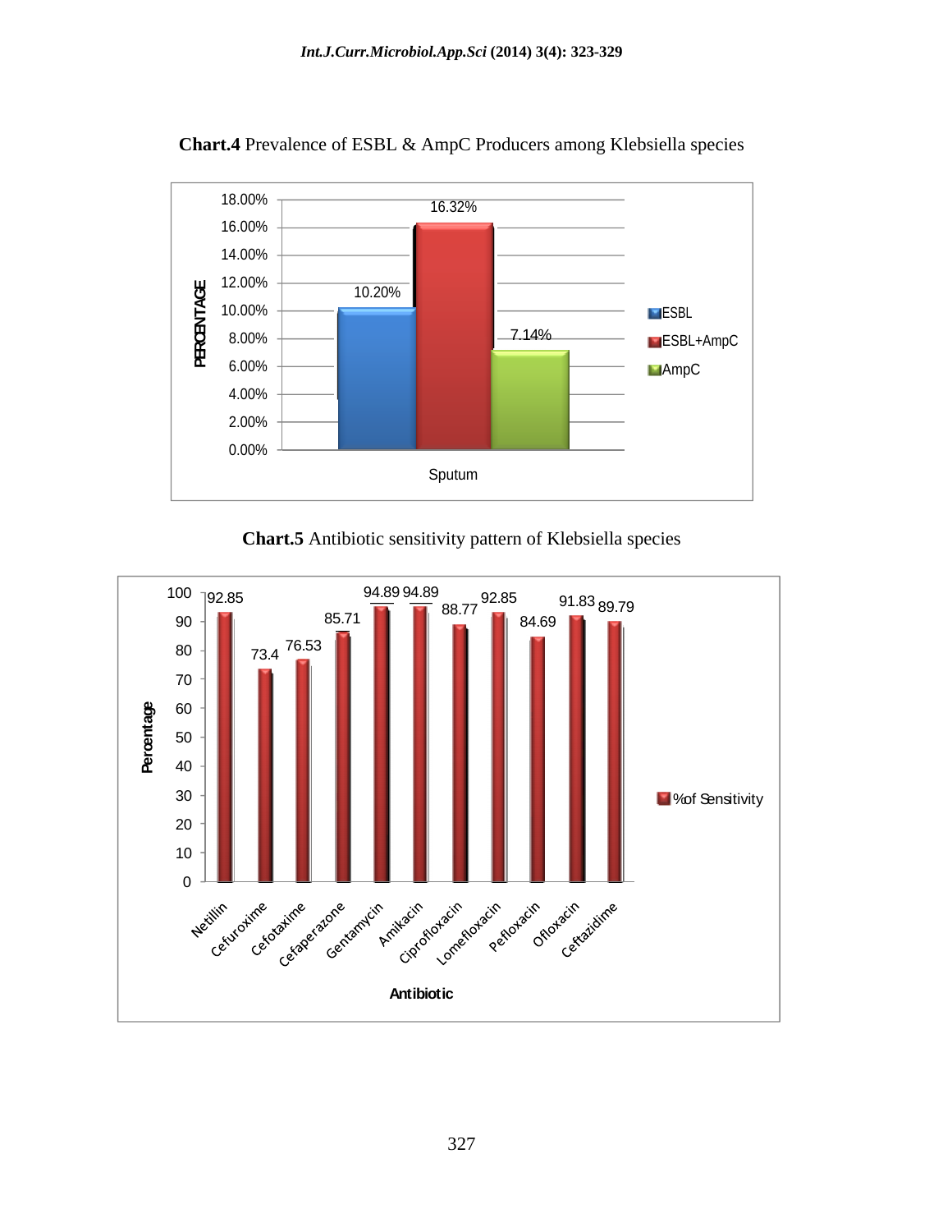**Chart.4** Prevalence of ESBL & AmpC Producers among Klebsiella species

| Specimen | ESBL | ESBL+AmpC | AmpC |
|---|---|---|---|
| Sputum | 10.20% | 16.32% | 7.14% |

**Chart.5** Antibiotic sensitivity pattern of Klebsiella species

| Antibiotic | % of Sensitivity |
|---|---|
| Netillin | 92.85 |
| Cefuroxime | 73.4 |
| Cefotaxime | 76.53 |
| Cefaperazone | 85.71 |
| Gentamycin | 94.89 |
| Amikacin | 94.89 |
| Ciprofloxacin | 88.77 |
| Lomefloxacin | 92.85 |
| Pefloxacin | 84.69 |
| Ofloxacin | 91.83 |
| Ceftazidime | 89.79 |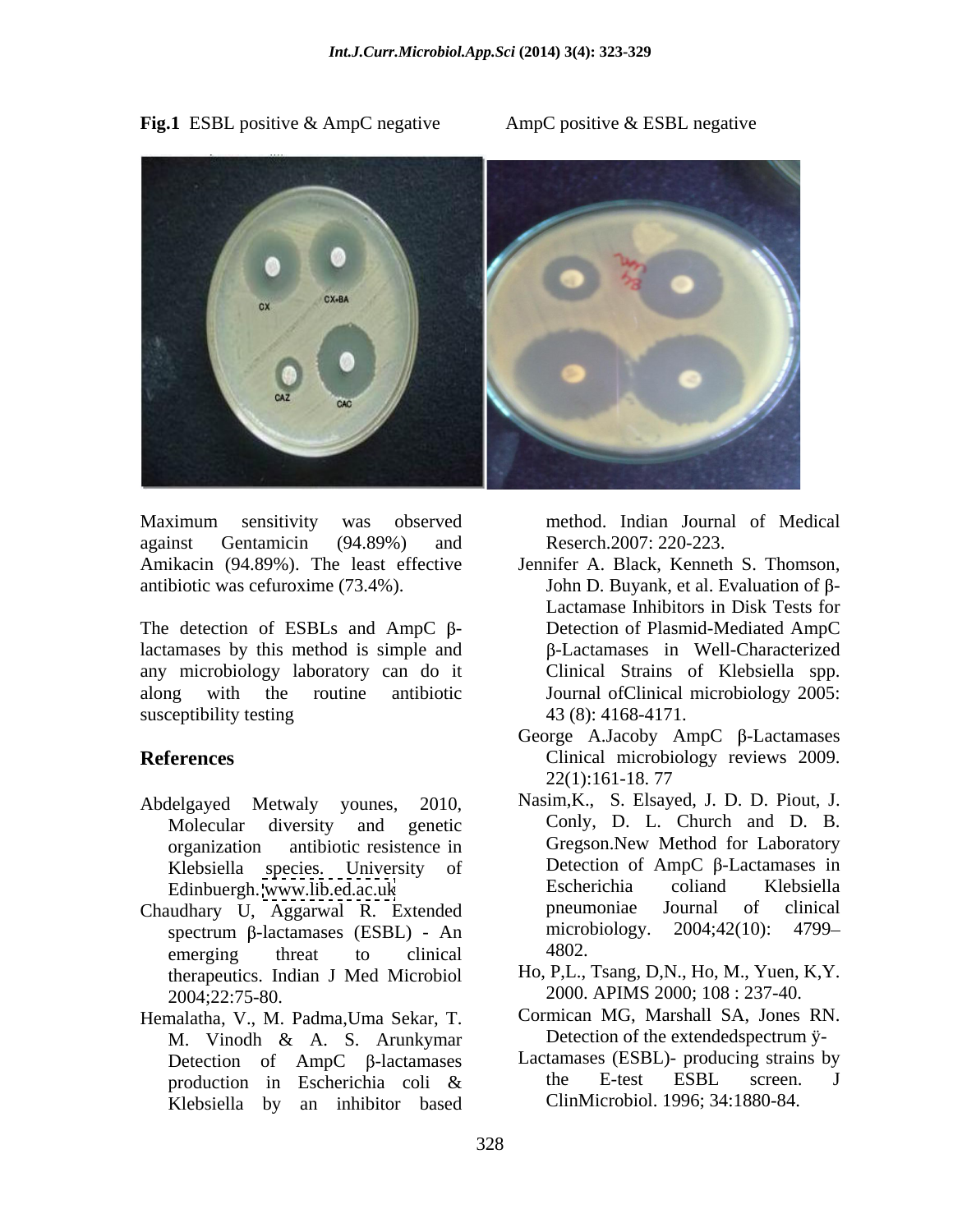**Fig.1** ESBL positive & AmpC negative AmpC positive & ESBL negative

Maximum sensitivity was observed against Gentamicin (94.89%) and Amikacin (94.89%). The least effective antibiotic was cefuroxime (73.4%).

The detection of ESBLs and AmpC β-lactamases by this method is simple and any microbiology laboratory can do it along with the routine antibiotic susceptibility testing

## References

Abdelgayed Metwaly younes, 2010, Molecular diversity and genetic organization antibiotic resistence in Klebsiella species. University of Edinbuergh. www.lib.ed.ac.uk

Chaudhary U, Aggarwal R. Extended spectrum β-lactamases (ESBL) - An emerging threat to clinical therapeutics. Indian J Med Microbiol 2004;22:75-80.

Hemalatha, V., M. Padma,Uma Sekar, T. M. Vinodh & A. S. Arunkymar Detection of AmpC β-lactamases production in Escherichia coli & Klebsiella by an inhibitor based method. Indian Journal of Medical Reserch.2007: 220-223.

Jennifer A. Black, Kenneth S. Thomson, John D. Buyank, et al. Evaluation of β-Lactamase Inhibitors in Disk Tests for Detection of Plasmid-Mediated AmpC β-Lactamases in Well-Characterized Clinical Strains of Klebsiella spp. Journal ofClinical microbiology 2005: 43 (8): 4168-4171.

George A.Jacoby AmpC β-Lactamases Clinical microbiology reviews 2009. 22(1):161-18. 77

Nasim,K., S. Elsayed, J. D. D. Piout, J. Conly, D. L. Church and D. B. Gregson.New Method for Laboratory Detection of AmpC β-Lactamases in Escherichia coliand Klebsiella pneumoniae Journal of clinical microbiology. 2004;42(10): 4799–4802.

Ho, P,L., Tsang, D,N., Ho, M., Yuen, K,Y. 2000. APIMS 2000; 108 : 237-40.

Cormican MG, Marshall SA, Jones RN. Detection of the extendedspectrum ÿ-Lactamases (ESBL)- producing strains by the E-test ESBL screen. J ClinMicrobiol. 1996; 34:1880-84.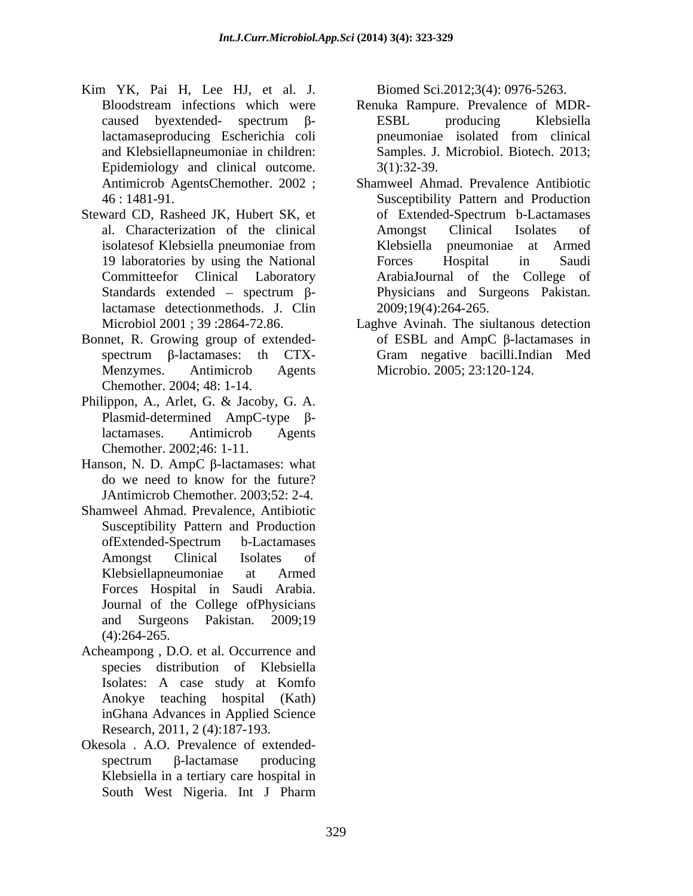Kim YK, Pai H, Lee HJ, et al. J. Bloodstream infections which were caused byextended- spectrum β-lactamaseproducing Escherichia coli and Klebsiellapneumoniae in children: Epidemiology and clinical outcome. Antimicrob AgentsChemother. 2002 ; 46 : 1481-91.

Steward CD, Rasheed JK, Hubert SK, et al. Characterization of the clinical isolatesof Klebsiella pneumoniae from 19 laboratories by using the National Committeefor Clinical Laboratory Standards extended – spectrum β-lactamase detectionmethods. J. Clin Microbiol 2001 ; 39 :2864-72.86.

Bonnet, R. Growing group of extended-spectrum β-lactamases: th CTX-Menzymes. Antimicrob Agents Chemother. 2004; 48: 1-14.

Philippon, A., Arlet, G. & Jacoby, G. A. Plasmid-determined AmpC-type β-lactamases. Antimicrob Agents Chemother. 2002;46: 1-11.

Hanson, N. D. AmpC β-lactamases: what do we need to know for the future? JAntimicrob Chemother. 2003;52: 2-4.

Shamweel Ahmad. Prevalence, Antibiotic Susceptibility Pattern and Production ofExtended-Spectrum b-Lactamases Amongst Clinical Isolates of Klebsiellapneumoniae at Armed Forces Hospital in Saudi Arabia. Journal of the College ofPhysicians and Surgeons Pakistan. 2009;19 (4):264-265.

Acheampong , D.O. et al. Occurrence and species distribution of Klebsiella Isolates: A case study at Komfo Anokye teaching hospital (Kath) inGhana Advances in Applied Science Research, 2011, 2 (4):187-193.

Okesola . A.O. Prevalence of extended-spectrum β-lactamase producing Klebsiella in a tertiary care hospital in South West Nigeria. Int J Pharm Biomed Sci.2012;3(4): 0976-5263.

Renuka Rampure. Prevalence of MDR-ESBL producing Klebsiella pneumoniae isolated from clinical Samples. J. Microbiol. Biotech. 2013; 3(1):32-39.

Shamweel Ahmad. Prevalence Antibiotic Susceptibility Pattern and Production of Extended-Spectrum b-Lactamases Amongst Clinical Isolates of Klebsiella pneumoniae at Armed Forces Hospital in Saudi ArabiaJournal of the College of Physicians and Surgeons Pakistan. 2009;19(4):264-265.

Laghve Avinah. The siultanous detection of ESBL and AmpC β-lactamases in Gram negative bacilli.Indian Med Microbio. 2005; 23:120-124.